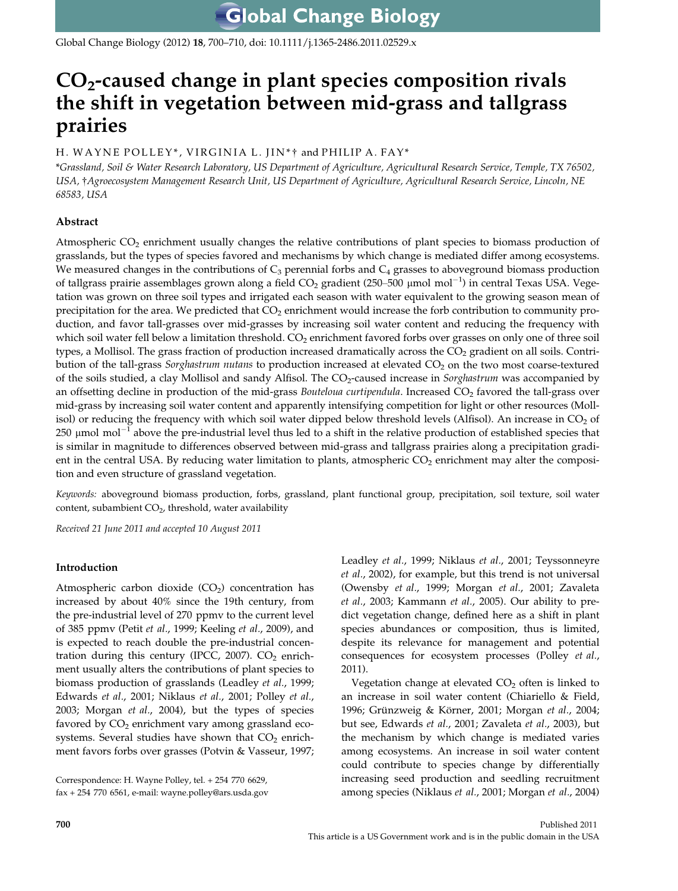# $CO_2$-caused change in plant species composition rivals the shift in vegetation between mid-grass and tallgrass prairies

H. WAYNE POLLEY*, VIRGINIA L. JIN*† and PHILIP A. FAY*

*Grassland, Soil & Water Research Laboratory, US Department of Agriculture, Agricultural Research Service, Temple, TX 76502, USA, †Agroecosystem Management Research Unit, US Department of Agriculture, Agricultural Research Service, Lincoln, NE 68583, USA

## Abstract

Atmospheric $CO_2$ enrichment usually changes the relative contributions of plant species to biomass production of grasslands, but the types of species favored and mechanisms by which change is mediated differ among ecosystems. We measured changes in the contributions of $C_3$ perennial forbs and $C_4$ grasses to aboveground biomass production of tallgrass prairie assemblages grown along a field $CO_2$ gradient (250–500 $\mu$mol mol$^{-1}$) in central Texas USA. Vegetation was grown on three soil types and irrigated each season with water equivalent to the growing season mean of precipitation for the area. We predicted that $CO_2$ enrichment would increase the forb contribution to community production, and favor tall-grasses over mid-grasses by increasing soil water content and reducing the frequency with which soil water fell below a limitation threshold. $CO_2$ enrichment favored forbs over grasses on only one of three soil types, a Mollisol. The grass fraction of production increased dramatically across the $CO_2$ gradient on all soils. Contribution of the tall-grass *Sorghastrum nutans* to production increased at elevated $CO_2$ on the two most coarse-textured of the soils studied, a clay Mollisol and sandy Alfisol. The $CO_2$-caused increase in *Sorghastrum* was accompanied by an offsetting decline in production of the mid-grass *Bouteloua curtipendula*. Increased $CO_2$ favored the tall-grass over mid-grass by increasing soil water content and apparently intensifying competition for light or other resources (Mollisol) or reducing the frequency with which soil water dipped below threshold levels (Alfisol). An increase in $CO_2$ of 250 $\mu$mol mol$^{-1}$ above the pre-industrial level thus led to a shift in the relative production of established species that is similar in magnitude to differences observed between mid-grass and tallgrass prairies along a precipitation gradient in the central USA. By reducing water limitation to plants, atmospheric $CO_2$ enrichment may alter the composition and even structure of grassland vegetation.

*Keywords:* aboveground biomass production, forbs, grassland, plant functional group, precipitation, soil texture, soil water content, subambient $CO_2$, threshold, water availability

*Received 21 June 2011 and accepted 10 August 2011*

## Introduction

Atmospheric carbon dioxide ($CO_2$) concentration has increased by about 40% since the 19th century, from the pre-industrial level of 270 ppmv to the current level of 385 ppmv (Petit *et al*., 1999; Keeling *et al*., 2009), and is expected to reach double the pre-industrial concentration during this century (IPCC, 2007). $CO_2$ enrichment usually alters the contributions of plant species to biomass production of grasslands (Leadley *et al*., 1999; Edwards *et al*., 2001; Niklaus *et al*., 2001; Polley *et al*., 2003; Morgan *et al*., 2004), but the types of species favored by $CO_2$ enrichment vary among grassland ecosystems. Several studies have shown that $CO_2$ enrichment favors forbs over grasses (Potvin & Vasseur, 1997; Leadley *et al*., 1999; Niklaus *et al*., 2001; Teyssonneyre *et al*., 2002), for example, but this trend is not universal (Owensby *et al*., 1999; Morgan *et al*., 2001; Zavaleta *et al*., 2003; Kammann *et al*., 2005). Our ability to predict vegetation change, defined here as a shift in plant species abundances or composition, thus is limited, despite its relevance for management and potential consequences for ecosystem processes (Polley *et al*., 2011).

Vegetation change at elevated $CO_2$ often is linked to an increase in soil water content (Chiariello & Field, 1996; Grünzweig & Körner, 2001; Morgan *et al*., 2004; but see, Edwards *et al*., 2001; Zavaleta *et al*., 2003), but the mechanism by which change is mediated varies among ecosystems. An increase in soil water content could contribute to species change by differentially increasing seed production and seedling recruitment among species (Niklaus *et al*., 2001; Morgan *et al*., 2004)

Correspondence: H. Wayne Polley, tel. + 254 770 6629, fax + 254 770 6561, e-mail: wayne.polley@ars.usda.gov

Published 2011
This article is a US Government work and is in the public domain in the USA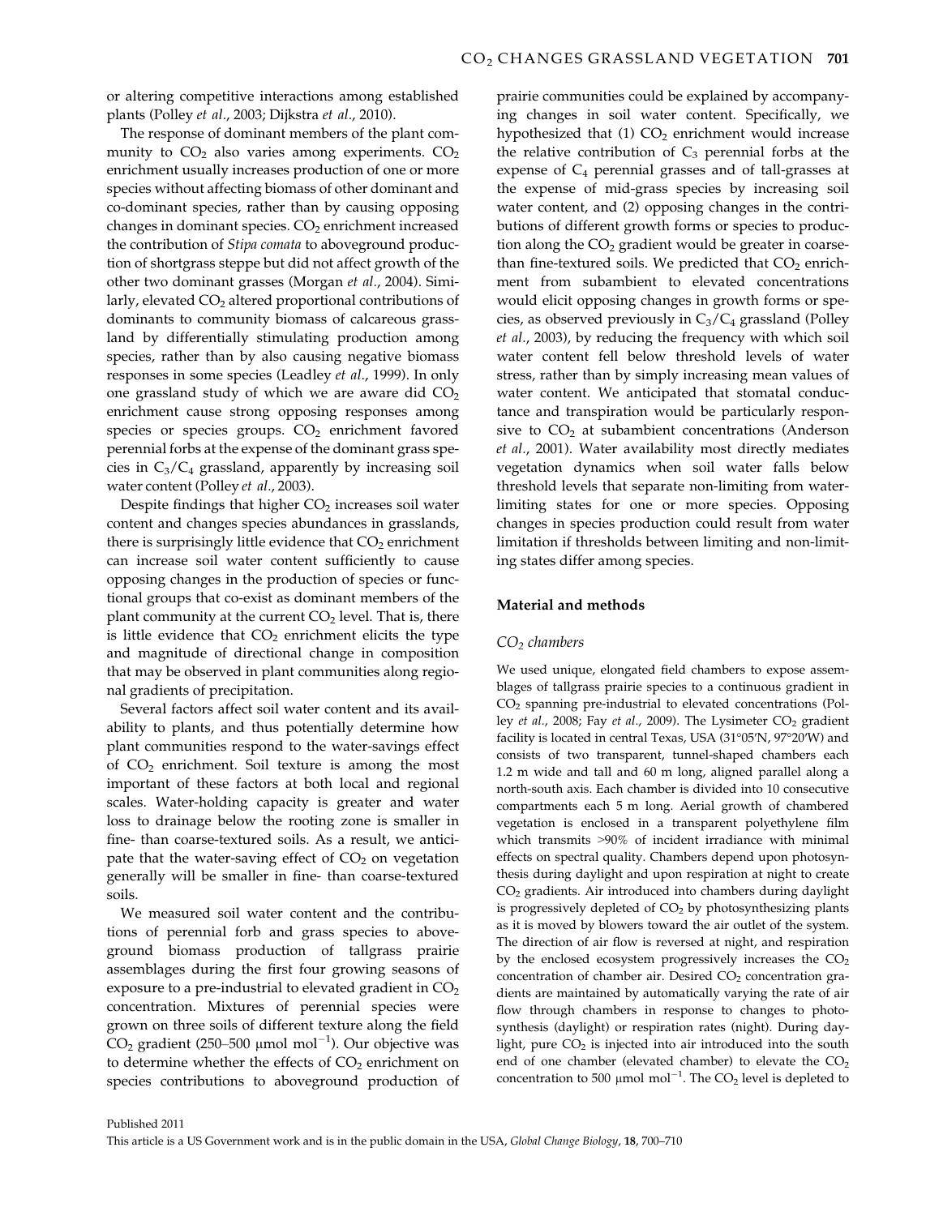or altering competitive interactions among established plants (Polley *et al*., 2003; Dijkstra *et al*., 2010).

The response of dominant members of the plant community to $CO_2$ also varies among experiments. $CO_2$ enrichment usually increases production of one or more species without affecting biomass of other dominant and co-dominant species, rather than by causing opposing changes in dominant species. $CO_2$ enrichment increased the contribution of *Stipa comata* to aboveground production of shortgrass steppe but did not affect growth of the other two dominant grasses (Morgan *et al*., 2004). Similarly, elevated $CO_2$ altered proportional contributions of dominants to community biomass of calcareous grassland by differentially stimulating production among species, rather than by also causing negative biomass responses in some species (Leadley *et al*., 1999). In only one grassland study of which we are aware did $CO_2$ enrichment cause strong opposing responses among species or species groups. $CO_2$ enrichment favored perennial forbs at the expense of the dominant grass species in $C_3/C_4$ grassland, apparently by increasing soil water content (Polley *et al*., 2003).

Despite findings that higher $CO_2$ increases soil water content and changes species abundances in grasslands, there is surprisingly little evidence that $CO_2$ enrichment can increase soil water content sufficiently to cause opposing changes in the production of species or functional groups that co-exist as dominant members of the plant community at the current $CO_2$ level. That is, there is little evidence that $CO_2$ enrichment elicits the type and magnitude of directional change in composition that may be observed in plant communities along regional gradients of precipitation.

Several factors affect soil water content and its availability to plants, and thus potentially determine how plant communities respond to the water-savings effect of $CO_2$ enrichment. Soil texture is among the most important of these factors at both local and regional scales. Water-holding capacity is greater and water loss to drainage below the rooting zone is smaller in fine- than coarse-textured soils. As a result, we anticipate that the water-saving effect of $CO_2$ on vegetation generally will be smaller in fine- than coarse-textured soils.

We measured soil water content and the contributions of perennial forb and grass species to aboveground biomass production of tallgrass prairie assemblages during the first four growing seasons of exposure to a pre-industrial to elevated gradient in $CO_2$ concentration. Mixtures of perennial species were grown on three soils of different texture along the field $CO_2$ gradient (250–500 $\mu$mol mol$^{-1}$). Our objective was to determine whether the effects of $CO_2$ enrichment on species contributions to aboveground production of prairie communities could be explained by accompanying changes in soil water content. Specifically, we hypothesized that (1) $CO_2$ enrichment would increase the relative contribution of $C_3$ perennial forbs at the expense of $C_4$ perennial grasses and of tall-grasses at the expense of mid-grass species by increasing soil water content, and (2) opposing changes in the contributions of different growth forms or species to production along the $CO_2$ gradient would be greater in coarse- than fine-textured soils. We predicted that $CO_2$ enrichment from subambient to elevated concentrations would elicit opposing changes in growth forms or species, as observed previously in $C_3/C_4$ grassland (Polley *et al*., 2003), by reducing the frequency with which soil water content fell below threshold levels of water stress, rather than by simply increasing mean values of water content. We anticipated that stomatal conductance and transpiration would be particularly responsive to $CO_2$ at subambient concentrations (Anderson *et al*., 2001). Water availability most directly mediates vegetation dynamics when soil water falls below threshold levels that separate non-limiting from water-limiting states for one or more species. Opposing changes in species production could result from water limitation if thresholds between limiting and non-limiting states differ among species.

## Material and methods

### $CO_2$ chambers

We used unique, elongated field chambers to expose assemblages of tallgrass prairie species to a continuous gradient in $CO_2$ spanning pre-industrial to elevated concentrations (Polley *et al*., 2008; Fay *et al*., 2009). The Lysimeter $CO_2$ gradient facility is located in central Texas, USA (31°05′N, 97°20′W) and consists of two transparent, tunnel-shaped chambers each 1.2 m wide and tall and 60 m long, aligned parallel along a north-south axis. Each chamber is divided into 10 consecutive compartments each 5 m long. Aerial growth of chambered vegetation is enclosed in a transparent polyethylene film which transmits >90% of incident irradiance with minimal effects on spectral quality. Chambers depend upon photosynthesis during daylight and upon respiration at night to create $CO_2$ gradients. Air introduced into chambers during daylight is progressively depleted of $CO_2$ by photosynthesizing plants as it is moved by blowers toward the air outlet of the system. The direction of air flow is reversed at night, and respiration by the enclosed ecosystem progressively increases the $CO_2$ concentration of chamber air. Desired $CO_2$ concentration gradients are maintained by automatically varying the rate of air flow through chambers in response to changes to photosynthesis (daylight) or respiration rates (night). During daylight, pure $CO_2$ is injected into air introduced into the south end of one chamber (elevated chamber) to elevate the $CO_2$ concentration to 500 $\mu$mol mol$^{-1}$. The $CO_2$ level is depleted to

Published 2011

This article is a US Government work and is in the public domain in the USA, *Global Change Biology*, **18**, 700–710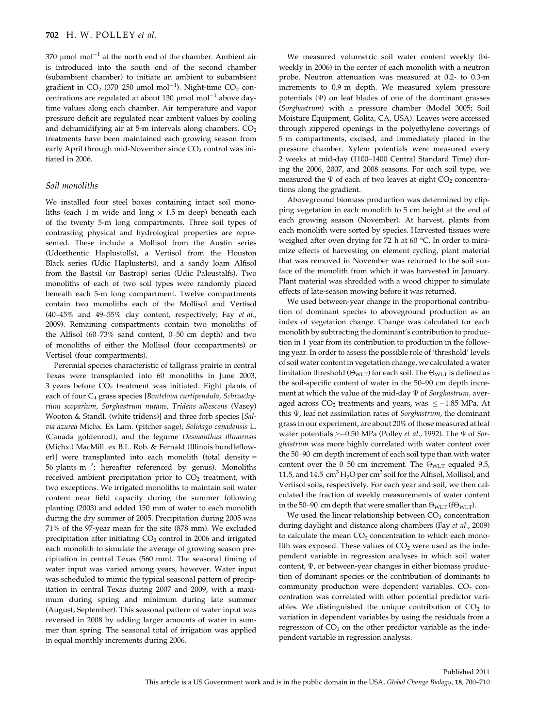370 μmol mol$^{-1}$ at the north end of the chamber. Ambient air is introduced into the south end of the second chamber (subambient chamber) to initiate an ambient to subambient gradient in $CO_2$ (370–250 μmol mol$^{-1}$). Night-time $CO_2$ concentrations are regulated at about 130 μmol mol$^{-1}$ above daytime values along each chamber. Air temperature and vapor pressure deficit are regulated near ambient values by cooling and dehumidifying air at 5-m intervals along chambers. $CO_2$ treatments have been maintained each growing season from early April through mid-November since $CO_2$ control was initiated in 2006.

### Soil monoliths

We installed four steel boxes containing intact soil monoliths (each 1 m wide and long × 1.5 m deep) beneath each of the twenty 5-m long compartments. Three soil types of contrasting physical and hydrological properties are represented. These include a Mollisol from the Austin series (Udorthentic Haplustolls), a Vertisol from the Houston Black series (Udic Haplusterts), and a sandy loam Alfisol from the Bastsil (or Bastrop) series (Udic Paleustalfs). Two monoliths of each of two soil types were randomly placed beneath each 5-m long compartment. Twelve compartments contain two monoliths each of the Mollisol and Vertisol (40–45% and 49–55% clay content, respectively; Fay *et al.*, 2009). Remaining compartments contain two monoliths of the Alfisol (60–73% sand content, 0–50 cm depth) and two of monoliths of either the Mollisol (four compartments) or Vertisol (four compartments).

Perennial species characteristic of tallgrass prairie in central Texas were transplanted into 60 monoliths in June 2003, 3 years before $CO_2$ treatment was initiated. Eight plants of each of four $C_4$ grass species [*Bouteloua curtipendula*, *Schizachyrium scoparium*, *Sorghastrum nutans*, *Tridens albescens* (Vasey) Wooton & Standl. (white tridens)] and three forb species [*Salvia azurea* Michx. Ex Lam. (pitcher sage), *Solidago canadensis* L. (Canada goldenrod), and the legume *Desmanthus illinoensis* (Michx.) MacMill. ex B.L. Rob. & Fernald (Illinois bundleflower)] were transplanted into each monolith (total density = 56 plants m$^{-2}$; hereafter referenced by genus). Monoliths received ambient precipitation prior to $CO_2$ treatment, with two exceptions. We irrigated monoliths to maintain soil water content near field capacity during the summer following planting (2003) and added 150 mm of water to each monolith during the dry summer of 2005. Precipitation during 2005 was 71% of the 97-year mean for the site (878 mm). We excluded precipitation after initiating $CO_2$ control in 2006 and irrigated each monolith to simulate the average of growing season precipitation in central Texas (560 mm). The seasonal timing of water input was varied among years, however. Water input was scheduled to mimic the typical seasonal pattern of precipitation in central Texas during 2007 and 2009, with a maximum during spring and minimum during late summer (August, September). This seasonal pattern of water input was reversed in 2008 by adding larger amounts of water in summer than spring. The seasonal total of irrigation was applied in equal monthly increments during 2006.

We measured volumetric soil water content weekly (biweekly in 2006) in the center of each monolith with a neutron probe. Neutron attenuation was measured at 0.2- to 0.3-m increments to 0.9 m depth. We measured xylem pressure potentials (Ψ) on leaf blades of one of the dominant grasses (*Sorghastrum*) with a pressure chamber (Model 3005; Soil Moisture Equipment, Golita, CA, USA). Leaves were accessed through zippered openings in the polyethylene coverings of 5 m compartments, excised, and immediately placed in the pressure chamber. Xylem potentials were measured every 2 weeks at mid-day (1100–1400 Central Standard Time) during the 2006, 2007, and 2008 seasons. For each soil type, we measured the Ψ of each of two leaves at eight $CO_2$ concentrations along the gradient.

Aboveground biomass production was determined by clipping vegetation in each monolith to 5 cm height at the end of each growing season (November). At harvest, plants from each monolith were sorted by species. Harvested tissues were weighed after oven drying for 72 h at 60 °C. In order to minimize effects of harvesting on element cycling, plant material that was removed in November was returned to the soil surface of the monolith from which it was harvested in January. Plant material was shredded with a wood chipper to simulate effects of late-season mowing before it was returned.

We used between-year change in the proportional contribution of dominant species to aboveground production as an index of vegetation change. Change was calculated for each monolith by subtracting the dominant's contribution to production in 1 year from its contribution to production in the following year. In order to assess the possible role of 'threshold' levels of soil water content in vegetation change, we calculated a water limitation threshold ($\Theta_{WLT}$) for each soil. The $\Theta_{WLT}$ is defined as the soil-specific content of water in the 50–90 cm depth increment at which the value of the mid-day Ψ of *Sorghastrum*, averaged across $CO_2$ treatments and years, was ≤ −1.85 MPa. At this Ψ, leaf net assimilation rates of *Sorghastrum*, the dominant grass in our experiment, are about 20% of those measured at leaf water potentials >−0.50 MPa (Polley *et al.*, 1992). The Ψ of *Sorghastrum* was more highly correlated with water content over the 50–90 cm depth increment of each soil type than with water content over the 0–50 cm increment. The $\Theta_{WLT}$ equaled 9.5, 11.5, and 14.5 cm$^3$ $H_2O$ per cm$^3$ soil for the Alfisol, Mollisol, and Vertisol soils, respectively. For each year and soil, we then calculated the fraction of weekly measurements of water content in the 50–90 cm depth that were smaller than $\Theta_{WLT}$ ($f\Theta_{WLT}$).

We used the linear relationship between $CO_2$ concentration during daylight and distance along chambers (Fay *et al.*, 2009) to calculate the mean $CO_2$ concentration to which each monolith was exposed. These values of $CO_2$ were used as the independent variable in regression analyses in which soil water content, Ψ, or between-year changes in either biomass production of dominant species or the contribution of dominants to community production were dependent variables. $CO_2$ concentration was correlated with other potential predictor variables. We distinguished the unique contribution of $CO_2$ to variation in dependent variables by using the residuals from a regression of $CO_2$ on the other predictor variable as the independent variable in regression analysis.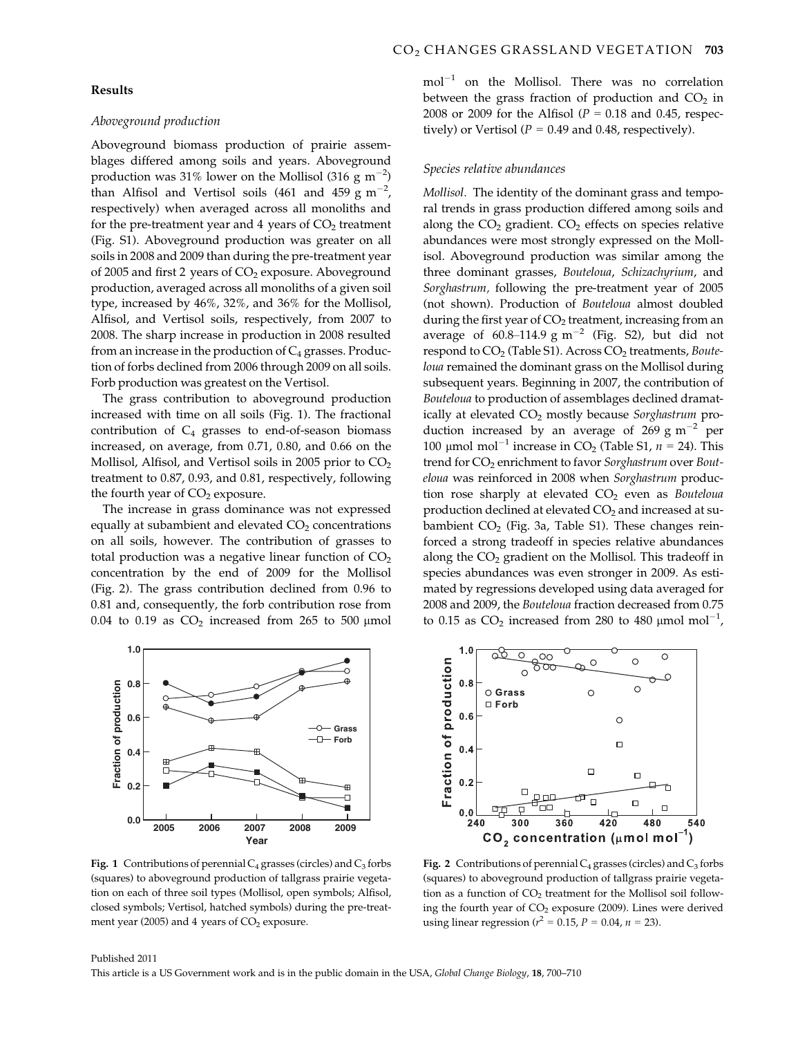## Results

### Aboveground production

Aboveground biomass production of prairie assemblages differed among soils and years. Aboveground production was 31% lower on the Mollisol (316 g $m^{-2}$) than Alfisol and Vertisol soils (461 and 459 g $m^{-2}$, respectively) when averaged across all monoliths and for the pre-treatment year and 4 years of $CO_2$ treatment (Fig. S1). Aboveground production was greater on all soils in 2008 and 2009 than during the pre-treatment year of 2005 and first 2 years of $CO_2$ exposure. Aboveground production, averaged across all monoliths of a given soil type, increased by 46%, 32%, and 36% for the Mollisol, Alfisol, and Vertisol soils, respectively, from 2007 to 2008. The sharp increase in production in 2008 resulted from an increase in the production of $C_4$ grasses. Production of forbs declined from 2006 through 2009 on all soils. Forb production was greatest on the Vertisol.

The grass contribution to aboveground production increased with time on all soils (Fig. 1). The fractional contribution of $C_4$ grasses to end-of-season biomass increased, on average, from 0.71, 0.80, and 0.66 on the Mollisol, Alfisol, and Vertisol soils in 2005 prior to $CO_2$ treatment to 0.87, 0.93, and 0.81, respectively, following the fourth year of $CO_2$ exposure.

The increase in grass dominance was not expressed equally at subambient and elevated $CO_2$ concentrations on all soils, however. The contribution of grasses to total production was a negative linear function of $CO_2$ concentration by the end of 2009 for the Mollisol (Fig. 2). The grass contribution declined from 0.96 to 0.81 and, consequently, the forb contribution rose from 0.04 to 0.19 as $CO_2$ increased from 265 to 500 μmol $mol^{-1}$ on the Mollisol. There was no correlation between the grass fraction of production and $CO_2$ in 2008 or 2009 for the Alfisol ($P$ = 0.18 and 0.45, respectively) or Vertisol ($P$ = 0.49 and 0.48, respectively).

### Species relative abundances

*Mollisol.* The identity of the dominant grass and temporal trends in grass production differed among soils and along the $CO_2$ gradient. $CO_2$ effects on species relative abundances were most strongly expressed on the Mollisol. Aboveground production was similar among the three dominant grasses, *Bouteloua*, *Schizachyrium*, and *Sorghastrum*, following the pre-treatment year of 2005 (not shown). Production of *Bouteloua* almost doubled during the first year of $CO_2$ treatment, increasing from an average of 60.8–114.9 g $m^{-2}$ (Fig. S2), but did not respond to $CO_2$ (Table S1). Across $CO_2$ treatments, *Bouteloua* remained the dominant grass on the Mollisol during subsequent years. Beginning in 2007, the contribution of *Bouteloua* to production of assemblages declined dramatically at elevated $CO_2$ mostly because *Sorghastrum* production increased by an average of 269 g $m^{-2}$ per 100 μmol $mol^{-1}$ increase in $CO_2$ (Table S1, $n$ = 24). This trend for $CO_2$ enrichment to favor *Sorghastrum* over *Bouteloua* was reinforced in 2008 when *Sorghastrum* production rose sharply at elevated $CO_2$ even as *Bouteloua* production declined at elevated $CO_2$ and increased at subambient $CO_2$ (Fig. 3a, Table S1). These changes reinforced a strong tradeoff in species relative abundances along the $CO_2$ gradient on the Mollisol. This tradeoff in species abundances was even stronger in 2009. As estimated by regressions developed using data averaged for 2008 and 2009, the *Bouteloua* fraction decreased from 0.75 to 0.15 as $CO_2$ increased from 280 to 480 μmol $mol^{-1}$,

**Fig. 1** Contributions of perennial $C_4$ grasses (circles) and $C_3$ forbs (squares) to aboveground production of tallgrass prairie vegetation on each of three soil types (Mollisol, open symbols; Alfisol, closed symbols; Vertisol, hatched symbols) during the pre-treatment year (2005) and 4 years of $CO_2$ exposure.

**Fig. 2** Contributions of perennial $C_4$ grasses (circles) and $C_3$ forbs (squares) to aboveground production of tallgrass prairie vegetation as a function of $CO_2$ treatment for the Mollisol soil following the fourth year of $CO_2$ exposure (2009). Lines were derived using linear regression ($r^2$ = 0.15, $P$ = 0.04, $n$ = 23).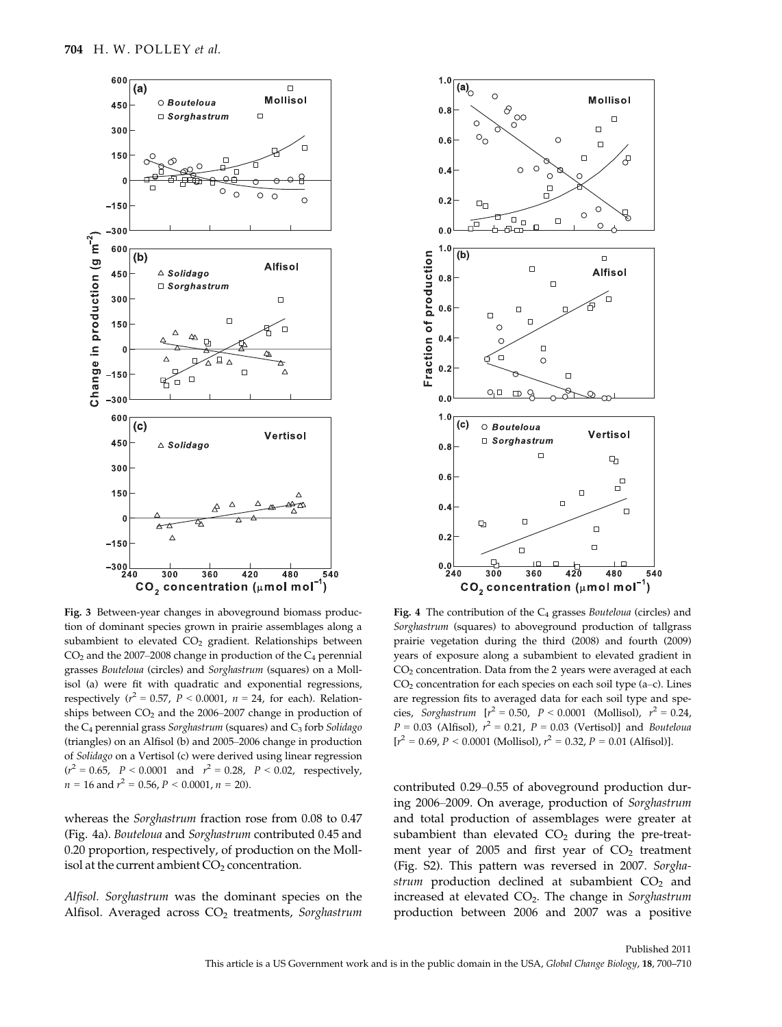**Fig. 3** Between-year changes in aboveground biomass production of dominant species grown in prairie assemblages along a subambient to elevated $CO_2$ gradient. Relationships between $CO_2$ and the 2007–2008 change in production of the $C_4$ perennial grasses *Bouteloua* (circles) and *Sorghastrum* (squares) on a Mollisol (a) were fit with quadratic and exponential regressions, respectively ($r^2 = 0.57$, $P < 0.0001$, $n = 24$, for each). Relationships between $CO_2$ and the 2006–2007 change in production of the $C_4$ perennial grass *Sorghastrum* (squares) and $C_3$ forb *Solidago* (triangles) on an Alfisol (b) and 2005–2006 change in production of *Solidago* on a Vertisol (c) were derived using linear regression ($r^2 = 0.65$, $P < 0.0001$ and $r^2 = 0.28$, $P < 0.02$, respectively, $n = 16$ and $r^2 = 0.56$, $P < 0.0001$, $n = 20$).

**Fig. 4** The contribution of the $C_4$ grasses *Bouteloua* (circles) and *Sorghastrum* (squares) to aboveground production of tallgrass prairie vegetation during the third (2008) and fourth (2009) years of exposure along a subambient to elevated gradient in $CO_2$ concentration. Data from the 2 years were averaged at each $CO_2$ concentration for each species on each soil type (a–c). Lines are regression fits to averaged data for each soil type and species, *Sorghastrum* [$r^2 = 0.50$, $P < 0.0001$ (Mollisol), $r^2 = 0.24$, $P = 0.03$ (Alfisol), $r^2 = 0.21$, $P = 0.03$ (Vertisol)] and *Bouteloua* [$r^2 = 0.69$, $P < 0.0001$ (Mollisol), $r^2 = 0.32$, $P = 0.01$ (Alfisol)].

whereas the *Sorghastrum* fraction rose from 0.08 to 0.47 (Fig. 4a). *Bouteloua* and *Sorghastrum* contributed 0.45 and 0.20 proportion, respectively, of production on the Mollisol at the current ambient $CO_2$ concentration.

*Alfisol. Sorghastrum* was the dominant species on the Alfisol. Averaged across $CO_2$ treatments, *Sorghastrum* contributed 0.29–0.55 of aboveground production during 2006–2009. On average, production of *Sorghastrum* and total production of assemblages were greater at subambient than elevated $CO_2$ during the pre-treatment year of 2005 and first year of $CO_2$ treatment (Fig. S2). This pattern was reversed in 2007. *Sorghastrum* production declined at subambient $CO_2$ and increased at elevated $CO_2$. The change in *Sorghastrum* production between 2006 and 2007 was a positive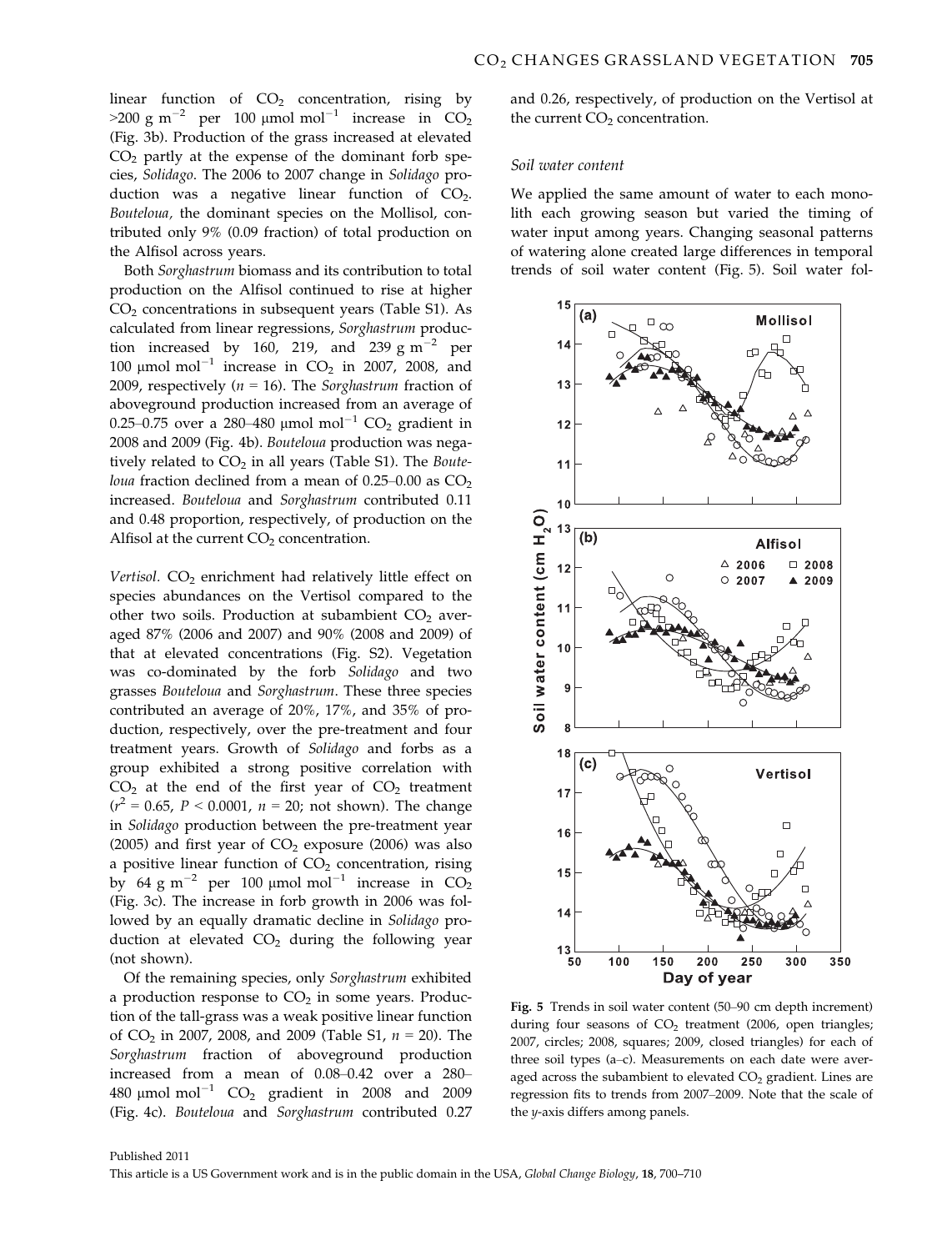linear function of $CO_2$ concentration, rising by >200 g m$^{-2}$ per 100 μmol mol$^{-1}$ increase in $CO_2$ (Fig. 3b). Production of the grass increased at elevated $CO_2$ partly at the expense of the dominant forb species, *Solidago*. The 2006 to 2007 change in *Solidago* production was a negative linear function of $CO_2$. *Bouteloua*, the dominant species on the Mollisol, contributed only 9% (0.09 fraction) of total production on the Alfisol across years.

Both *Sorghastrum* biomass and its contribution to total production on the Alfisol continued to rise at higher $CO_2$ concentrations in subsequent years (Table S1). As calculated from linear regressions, *Sorghastrum* production increased by 160, 219, and 239 g m$^{-2}$ per 100 μmol mol$^{-1}$ increase in $CO_2$ in 2007, 2008, and 2009, respectively ($n$ = 16). The *Sorghastrum* fraction of aboveground production increased from an average of 0.25–0.75 over a 280–480 μmol mol$^{-1}$ $CO_2$ gradient in 2008 and 2009 (Fig. 4b). *Bouteloua* production was negatively related to $CO_2$ in all years (Table S1). The *Bouteloua* fraction declined from a mean of 0.25–0.00 as $CO_2$ increased. *Bouteloua* and *Sorghastrum* contributed 0.11 and 0.48 proportion, respectively, of production on the Alfisol at the current $CO_2$ concentration.

*Vertisol.* $CO_2$ enrichment had relatively little effect on species abundances on the Vertisol compared to the other two soils. Production at subambient $CO_2$ averaged 87% (2006 and 2007) and 90% (2008 and 2009) of that at elevated concentrations (Fig. S2). Vegetation was co-dominated by the forb *Solidago* and two grasses *Bouteloua* and *Sorghastrum*. These three species contributed an average of 20%, 17%, and 35% of production, respectively, over the pre-treatment and four treatment years. Growth of *Solidago* and forbs as a group exhibited a strong positive correlation with $CO_2$ at the end of the first year of $CO_2$ treatment ($r^2$ = 0.65, $P$ < 0.0001, $n$ = 20; not shown). The change in *Solidago* production between the pre-treatment year (2005) and first year of $CO_2$ exposure (2006) was also a positive linear function of $CO_2$ concentration, rising by 64 g m$^{-2}$ per 100 μmol mol$^{-1}$ increase in $CO_2$ (Fig. 3c). The increase in forb growth in 2006 was followed by an equally dramatic decline in *Solidago* production at elevated $CO_2$ during the following year (not shown).

Of the remaining species, only *Sorghastrum* exhibited a production response to $CO_2$ in some years. Production of the tall-grass was a weak positive linear function of $CO_2$ in 2007, 2008, and 2009 (Table S1, $n$ = 20). The *Sorghastrum* fraction of aboveground production increased from a mean of 0.08–0.42 over a 280–480 μmol mol$^{-1}$ $CO_2$ gradient in 2008 and 2009 (Fig. 4c). *Bouteloua* and *Sorghastrum* contributed 0.27 and 0.26, respectively, of production on the Vertisol at the current $CO_2$ concentration.

### Soil water content

We applied the same amount of water to each monolith each growing season but varied the timing of water input among years. Changing seasonal patterns of watering alone created large differences in temporal trends of soil water content (Fig. 5). Soil water fol-

**Fig. 5** Trends in soil water content (50–90 cm depth increment) during four seasons of $CO_2$ treatment (2006, open triangles; 2007, circles; 2008, squares; 2009, closed triangles) for each of three soil types (a–c). Measurements on each date were averaged across the subambient to elevated $CO_2$ gradient. Lines are regression fits to trends from 2007–2009. Note that the scale of the *y*-axis differs among panels.

Published 2011

This article is a US Government work and is in the public domain in the USA, *Global Change Biology*, **18**, 700–710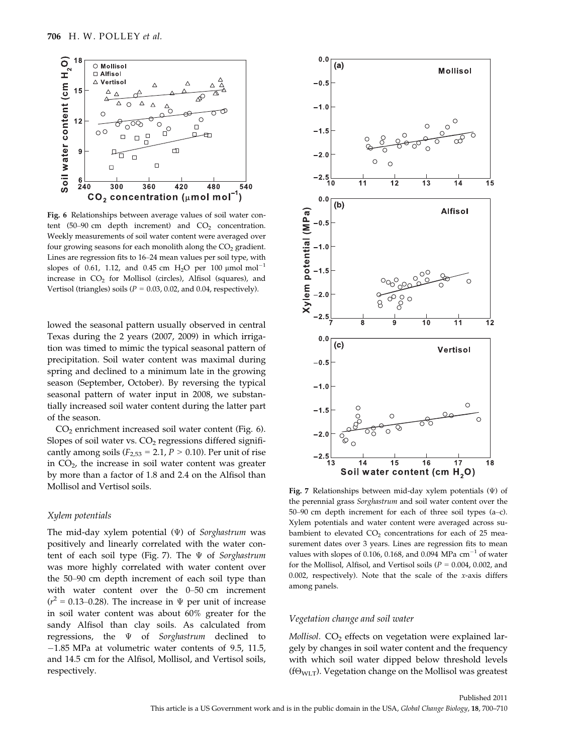Fig. 6 Relationships between average values of soil water content (50–90 cm depth increment) and $CO_2$ concentration. Weekly measurements of soil water content were averaged over four growing seasons for each monolith along the $CO_2$ gradient. Lines are regression fits to 16–24 mean values per soil type, with slopes of 0.61, 1.12, and 0.45 cm $H_2O$ per 100 μmol mol$^{-1}$ increase in $CO_2$ for Mollisol (circles), Alfisol (squares), and Vertisol (triangles) soils ($P$ = 0.03, 0.02, and 0.04, respectively).

lowed the seasonal pattern usually observed in central Texas during the 2 years (2007, 2009) in which irrigation was timed to mimic the typical seasonal pattern of precipitation. Soil water content was maximal during spring and declined to a minimum late in the growing season (September, October). By reversing the typical seasonal pattern of water input in 2008, we substantially increased soil water content during the latter part of the season.

$CO_2$ enrichment increased soil water content (Fig. 6). Slopes of soil water vs. $CO_2$ regressions differed significantly among soils ($F_{2,53}$ = 2.1, $P$ > 0.10). Per unit of rise in $CO_2$, the increase in soil water content was greater by more than a factor of 1.8 and 2.4 on the Alfisol than Mollisol and Vertisol soils.

### Xylem potentials

The mid-day xylem potential (Ψ) of *Sorghastrum* was positively and linearly correlated with the water content of each soil type (Fig. 7). The Ψ of *Sorghastrum* was more highly correlated with water content over the 50–90 cm depth increment of each soil type than with water content over the 0–50 cm increment ($r^2$ = 0.13–0.28). The increase in Ψ per unit of increase in soil water content was about 60% greater for the sandy Alfisol than clay soils. As calculated from regressions, the Ψ of *Sorghastrum* declined to −1.85 MPa at volumetric water contents of 9.5, 11.5, and 14.5 cm for the Alfisol, Mollisol, and Vertisol soils, respectively.

Fig. 7 Relationships between mid-day xylem potentials (Ψ) of the perennial grass *Sorghastrum* and soil water content over the 50–90 cm depth increment for each of three soil types (a–c). Xylem potentials and water content were averaged across subambient to elevated $CO_2$ concentrations for each of 25 measurement dates over 3 years. Lines are regression fits to mean values with slopes of 0.106, 0.168, and 0.094 MPa cm$^{-1}$ of water for the Mollisol, Alfisol, and Vertisol soils ($P$ = 0.004, 0.002, and 0.002, respectively). Note that the scale of the $x$-axis differs among panels.

### Vegetation change and soil water

*Mollisol.* $CO_2$ effects on vegetation were explained largely by changes in soil water content and the frequency with which soil water dipped below threshold levels ($f\Theta_{WLT}$). Vegetation change on the Mollisol was greatest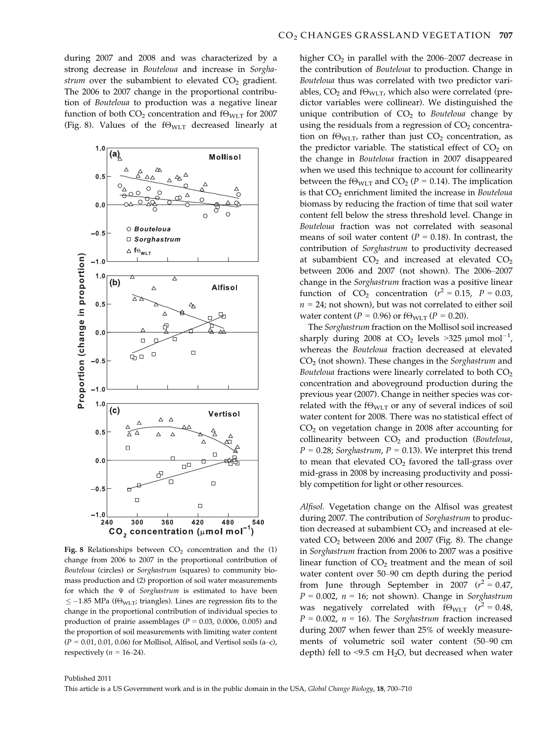during 2007 and 2008 and was characterized by a strong decrease in *Bouteloua* and increase in *Sorghastrum* over the subambient to elevated $CO_2$ gradient. The 2006 to 2007 change in the proportional contribution of *Bouteloua* to production was a negative linear function of both $CO_2$ concentration and $f\Theta_{WLT}$ for 2007 (Fig. 8). Values of the $f\Theta_{WLT}$ decreased linearly at higher $CO_2$ in parallel with the 2006–2007 decrease in the contribution of *Bouteloua* to production. Change in *Bouteloua* thus was correlated with two predictor variables, $CO_2$ and $f\Theta_{WLT}$, which also were correlated (predictor variables were collinear). We distinguished the unique contribution of $CO_2$ to *Bouteloua* change by using the residuals from a regression of $CO_2$ concentration on $f\Theta_{WLT}$, rather than just $CO_2$ concentration, as the predictor variable. The statistical effect of $CO_2$ on the change in *Bouteloua* fraction in 2007 disappeared when we used this technique to account for collinearity between the $f\Theta_{WLT}$ and $CO_2$ ($P = 0.14$). The implication is that $CO_2$ enrichment limited the increase in *Bouteloua* biomass by reducing the fraction of time that soil water content fell below the stress threshold level. Change in *Bouteloua* fraction was not correlated with seasonal means of soil water content ($P = 0.18$). In contrast, the contribution of *Sorghastrum* to productivity decreased at subambient $CO_2$ and increased at elevated $CO_2$ between 2006 and 2007 (not shown). The 2006–2007 change in the *Sorghastrum* fraction was a positive linear function of $CO_2$ concentration ($r^2 = 0.15$, $P = 0.03$, $n = 24$; not shown), but was not correlated to either soil water content ($P = 0.96$) or $f\Theta_{WLT}$ ($P = 0.20$).

Fig. 8 Relationships between $CO_2$ concentration and the (1) change from 2006 to 2007 in the proportional contribution of *Bouteloua* (circles) or *Sorghastrum* (squares) to community biomass production and (2) proportion of soil water measurements for which the $\Psi$ of *Sorghastrum* is estimated to have been $\leq -1.85$ MPa ($f\Theta_{WLT}$; triangles). Lines are regression fits to the change in the proportional contribution of individual species to production of prairie assemblages ($P = 0.03$, 0.0006, 0.005) and the proportion of soil measurements with limiting water content ($P = 0.01$, 0.01, 0.06) for Mollisol, Alfisol, and Vertisol soils (a–c), respectively ($n = 16$–24).

The *Sorghastrum* fraction on the Mollisol soil increased sharply during 2008 at $CO_2$ levels >325 μmol $mol^{-1}$, whereas the *Bouteloua* fraction decreased at elevated $CO_2$ (not shown). These changes in the *Sorghastrum* and *Bouteloua* fractions were linearly correlated to both $CO_2$ concentration and aboveground production during the previous year (2007). Change in neither species was correlated with the $f\Theta_{WLT}$ or any of several indices of soil water content for 2008. There was no statistical effect of $CO_2$ on vegetation change in 2008 after accounting for collinearity between $CO_2$ and production (*Bouteloua*, $P = 0.28$; *Sorghastrum*, $P = 0.13$). We interpret this trend to mean that elevated $CO_2$ favored the tall-grass over mid-grass in 2008 by increasing productivity and possibly competition for light or other resources.

*Alfisol.* Vegetation change on the Alfisol was greatest during 2007. The contribution of *Sorghastrum* to production decreased at subambient $CO_2$ and increased at elevated $CO_2$ between 2006 and 2007 (Fig. 8). The change in *Sorghastrum* fraction from 2006 to 2007 was a positive linear function of $CO_2$ treatment and the mean of soil water content over 50–90 cm depth during the period from June through September in 2007 ($r^2 = 0.47$, $P = 0.002$, $n = 16$; not shown). Change in *Sorghastrum* was negatively correlated with $f\Theta_{WLT}$ ($r^2 = 0.48$, $P = 0.002$, $n = 16$). The *Sorghastrum* fraction increased during 2007 when fewer than 25% of weekly measurements of volumetric soil water content (50–90 cm depth) fell to <9.5 cm $H_2O$, but decreased when water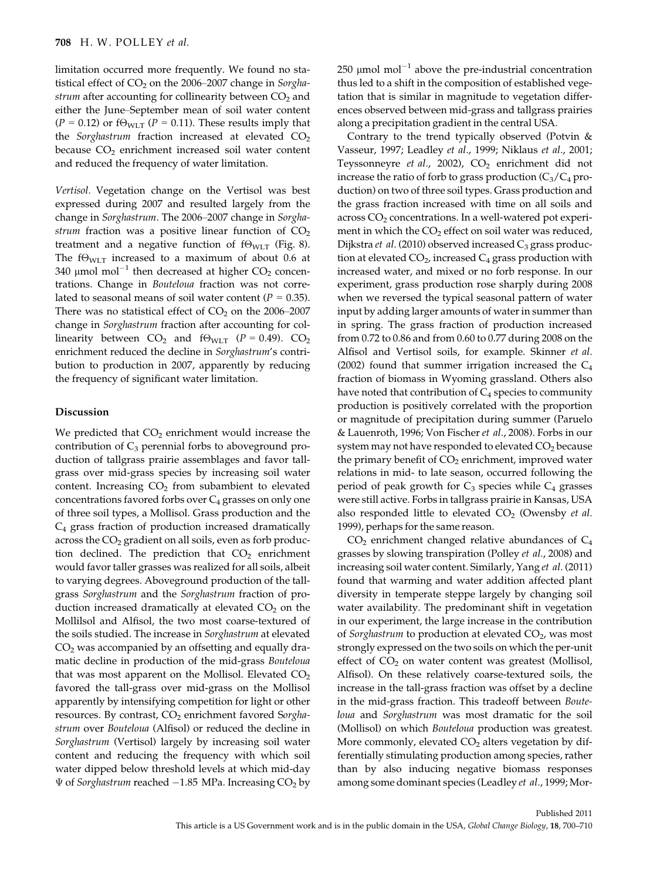limitation occurred more frequently. We found no statistical effect of $CO_2$ on the 2006–2007 change in *Sorghastrum* after accounting for collinearity between $CO_2$ and either the June–September mean of soil water content ($P = 0.12$) or $f\Theta_{WLT}$ ($P = 0.11$). These results imply that the *Sorghastrum* fraction increased at elevated $CO_2$ because $CO_2$ enrichment increased soil water content and reduced the frequency of water limitation.

*Vertisol*. Vegetation change on the Vertisol was best expressed during 2007 and resulted largely from the change in *Sorghastrum*. The 2006–2007 change in *Sorghastrum* fraction was a positive linear function of $CO_2$ treatment and a negative function of $f\Theta_{WLT}$ (Fig. 8). The $f\Theta_{WLT}$ increased to a maximum of about 0.6 at 340 $\mu$mol mol$^{-1}$ then decreased at higher $CO_2$ concentrations. Change in *Bouteloua* fraction was not correlated to seasonal means of soil water content ($P = 0.35$). There was no statistical effect of $CO_2$ on the 2006–2007 change in *Sorghastrum* fraction after accounting for collinearity between $CO_2$ and $f\Theta_{WLT}$ ($P = 0.49$). $CO_2$ enrichment reduced the decline in *Sorghastrum*'s contribution to production in 2007, apparently by reducing the frequency of significant water limitation.

## Discussion

We predicted that $CO_2$ enrichment would increase the contribution of $C_3$ perennial forbs to aboveground production of tallgrass prairie assemblages and favor tallgrass over mid-grass species by increasing soil water content. Increasing $CO_2$ from subambient to elevated concentrations favored forbs over $C_4$ grasses on only one of three soil types, a Mollisol. Grass production and the $C_4$ grass fraction of production increased dramatically across the $CO_2$ gradient on all soils, even as forb production declined. The prediction that $CO_2$ enrichment would favor taller grasses was realized for all soils, albeit to varying degrees. Aboveground production of the tallgrass *Sorghastrum* and the *Sorghastrum* fraction of production increased dramatically at elevated $CO_2$ on the Mollilsol and Alfisol, the two most coarse-textured of the soils studied. The increase in *Sorghastrum* at elevated $CO_2$ was accompanied by an offsetting and equally dramatic decline in production of the mid-grass *Bouteloua* that was most apparent on the Mollisol. Elevated $CO_2$ favored the tall-grass over mid-grass on the Mollisol apparently by intensifying competition for light or other resources. By contrast, $CO_2$ enrichment favored *Sorghastrum* over *Bouteloua* (Alfisol) or reduced the decline in *Sorghastrum* (Vertisol) largely by increasing soil water content and reducing the frequency with which soil water dipped below threshold levels at which mid-day $\Psi$ of *Sorghastrum* reached −1.85 MPa. Increasing $CO_2$ by 250 $\mu$mol mol$^{-1}$ above the pre-industrial concentration thus led to a shift in the composition of established vegetation that is similar in magnitude to vegetation differences observed between mid-grass and tallgrass prairies along a precipitation gradient in the central USA.

Contrary to the trend typically observed (Potvin & Vasseur, 1997; Leadley *et al*., 1999; Niklaus *et al*., 2001; Teyssonneyre *et al*., 2002), $CO_2$ enrichment did not increase the ratio of forb to grass production ($C_3/C_4$ production) on two of three soil types. Grass production and the grass fraction increased with time on all soils and across $CO_2$ concentrations. In a well-watered pot experiment in which the $CO_2$ effect on soil water was reduced, Dijkstra *et al*. (2010) observed increased $C_3$ grass production at elevated $CO_2$, increased $C_4$ grass production with increased water, and mixed or no forb response. In our experiment, grass production rose sharply during 2008 when we reversed the typical seasonal pattern of water input by adding larger amounts of water in summer than in spring. The grass fraction of production increased from 0.72 to 0.86 and from 0.60 to 0.77 during 2008 on the Alfisol and Vertisol soils, for example. Skinner *et al*. (2002) found that summer irrigation increased the $C_4$ fraction of biomass in Wyoming grassland. Others also have noted that contribution of $C_4$ species to community production is positively correlated with the proportion or magnitude of precipitation during summer (Paruelo & Lauenroth, 1996; Von Fischer *et al*., 2008). Forbs in our system may not have responded to elevated $CO_2$ because the primary benefit of $CO_2$ enrichment, improved water relations in mid- to late season, occurred following the period of peak growth for $C_3$ species while $C_4$ grasses were still active. Forbs in tallgrass prairie in Kansas, USA also responded little to elevated $CO_2$ (Owensby *et al*. 1999), perhaps for the same reason.

$CO_2$ enrichment changed relative abundances of $C_4$ grasses by slowing transpiration (Polley *et al*., 2008) and increasing soil water content. Similarly, Yang *et al*. (2011) found that warming and water addition affected plant diversity in temperate steppe largely by changing soil water availability. The predominant shift in vegetation in our experiment, the large increase in the contribution of *Sorghastrum* to production at elevated $CO_2$, was most strongly expressed on the two soils on which the per-unit effect of $CO_2$ on water content was greatest (Mollisol, Alfisol). On these relatively coarse-textured soils, the increase in the tall-grass fraction was offset by a decline in the mid-grass fraction. This tradeoff between *Bouteloua* and *Sorghastrum* was most dramatic for the soil (Mollisol) on which *Bouteloua* production was greatest. More commonly, elevated $CO_2$ alters vegetation by differentially stimulating production among species, rather than by also inducing negative biomass responses among some dominant species (Leadley *et al*., 1999; Mor-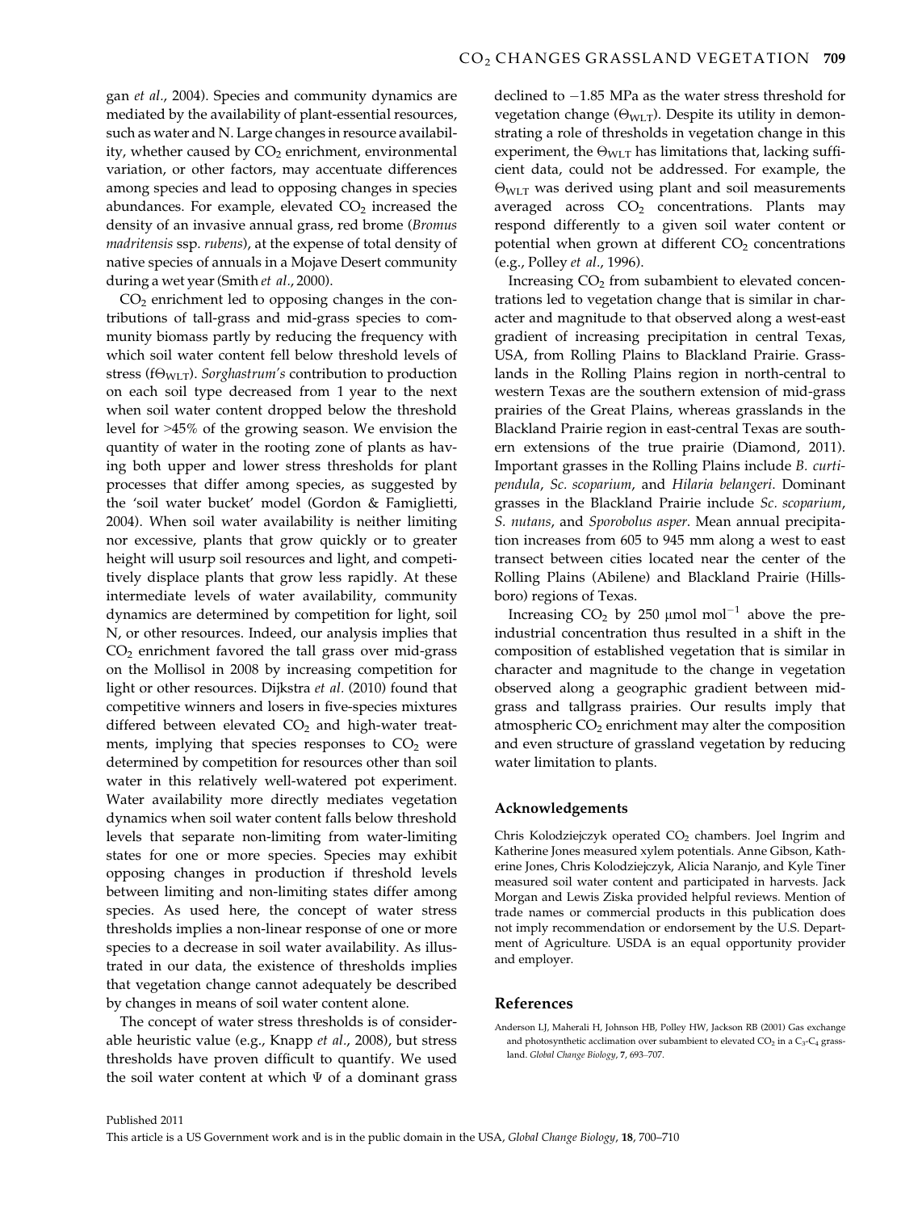gan *et al*., 2004). Species and community dynamics are mediated by the availability of plant-essential resources, such as water and N. Large changes in resource availability, whether caused by $CO_2$ enrichment, environmental variation, or other factors, may accentuate differences among species and lead to opposing changes in species abundances. For example, elevated $CO_2$ increased the density of an invasive annual grass, red brome (*Bromus madritensis* ssp. *rubens*), at the expense of total density of native species of annuals in a Mojave Desert community during a wet year (Smith *et al*., 2000).

$CO_2$ enrichment led to opposing changes in the contributions of tall-grass and mid-grass species to community biomass partly by reducing the frequency with which soil water content fell below threshold levels of stress ($f\Theta_{WLT}$). *Sorghastrum's* contribution to production on each soil type decreased from 1 year to the next when soil water content dropped below the threshold level for >45% of the growing season. We envision the quantity of water in the rooting zone of plants as having both upper and lower stress thresholds for plant processes that differ among species, as suggested by the 'soil water bucket' model (Gordon & Famiglietti, 2004). When soil water availability is neither limiting nor excessive, plants that grow quickly or to greater height will usurp soil resources and light, and competitively displace plants that grow less rapidly. At these intermediate levels of water availability, community dynamics are determined by competition for light, soil N, or other resources. Indeed, our analysis implies that $CO_2$ enrichment favored the tall grass over mid-grass on the Mollisol in 2008 by increasing competition for light or other resources. Dijkstra *et al*. (2010) found that competitive winners and losers in five-species mixtures differed between elevated $CO_2$ and high-water treatments, implying that species responses to $CO_2$ were determined by competition for resources other than soil water in this relatively well-watered pot experiment. Water availability more directly mediates vegetation dynamics when soil water content falls below threshold levels that separate non-limiting from water-limiting states for one or more species. Species may exhibit opposing changes in production if threshold levels between limiting and non-limiting states differ among species. As used here, the concept of water stress thresholds implies a non-linear response of one or more species to a decrease in soil water availability. As illustrated in our data, the existence of thresholds implies that vegetation change cannot adequately be described by changes in means of soil water content alone.

The concept of water stress thresholds is of considerable heuristic value (e.g., Knapp *et al*., 2008), but stress thresholds have proven difficult to quantify. We used the soil water content at which $\Psi$ of a dominant grass declined to −1.85 MPa as the water stress threshold for vegetation change ($\Theta_{WLT}$). Despite its utility in demonstrating a role of thresholds in vegetation change in this experiment, the $\Theta_{WLT}$ has limitations that, lacking sufficient data, could not be addressed. For example, the $\Theta_{WLT}$ was derived using plant and soil measurements averaged across $CO_2$ concentrations. Plants may respond differently to a given soil water content or potential when grown at different $CO_2$ concentrations (e.g., Polley *et al*., 1996).

Increasing $CO_2$ from subambient to elevated concentrations led to vegetation change that is similar in character and magnitude to that observed along a west-east gradient of increasing precipitation in central Texas, USA, from Rolling Plains to Blackland Prairie. Grasslands in the Rolling Plains region in north-central to western Texas are the southern extension of mid-grass prairies of the Great Plains, whereas grasslands in the Blackland Prairie region in east-central Texas are southern extensions of the true prairie (Diamond, 2011). Important grasses in the Rolling Plains include *B. curtipendula*, *Sc. scoparium*, and *Hilaria belangeri*. Dominant grasses in the Blackland Prairie include *Sc. scoparium*, *S. nutans*, and *Sporobolus asper*. Mean annual precipitation increases from 605 to 945 mm along a west to east transect between cities located near the center of the Rolling Plains (Abilene) and Blackland Prairie (Hillsboro) regions of Texas.

Increasing $CO_2$ by 250 $\mu$mol mol$^{-1}$ above the preindustrial concentration thus resulted in a shift in the composition of established vegetation that is similar in character and magnitude to the change in vegetation observed along a geographic gradient between midgrass and tallgrass prairies. Our results imply that atmospheric $CO_2$ enrichment may alter the composition and even structure of grassland vegetation by reducing water limitation to plants.

## Acknowledgements

Chris Kolodziejczyk operated $CO_2$ chambers. Joel Ingrim and Katherine Jones measured xylem potentials. Anne Gibson, Katherine Jones, Chris Kolodziejczyk, Alicia Naranjo, and Kyle Tiner measured soil water content and participated in harvests. Jack Morgan and Lewis Ziska provided helpful reviews. Mention of trade names or commercial products in this publication does not imply recommendation or endorsement by the U.S. Department of Agriculture. USDA is an equal opportunity provider and employer.

## References

Anderson LJ, Maherali H, Johnson HB, Polley HW, Jackson RB (2001) Gas exchange and photosynthetic acclimation over subambient to elevated $CO_2$ in a $C_3$-$C_4$ grassland. *Global Change Biology*, **7**, 693–707.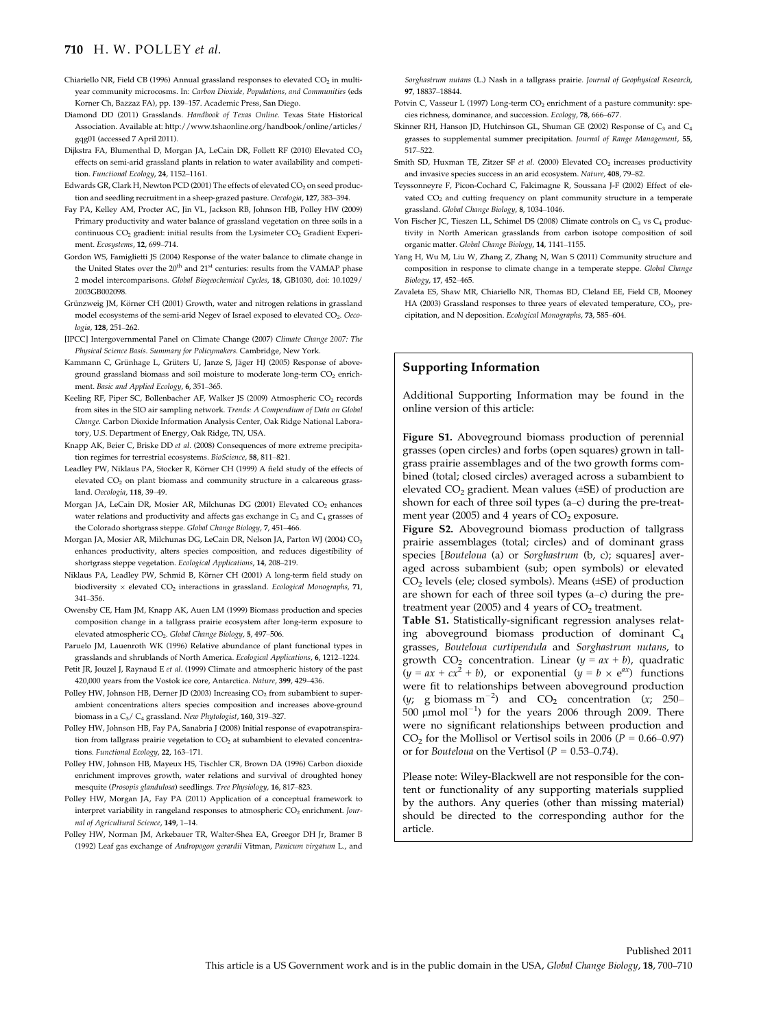Chiariello NR, Field CB (1996) Annual grassland responses to elevated $CO_2$ in multi-year community microcosms. In: *Carbon Dioxide, Populations, and Communities* (eds Korner Ch, Bazzaz FA), pp. 139–157. Academic Press, San Diego.

Diamond DD (2011) Grasslands. *Handbook of Texas Online*. Texas State Historical Association. Available at: http://www.tshaonline.org/handbook/online/articles/gqg01 (accessed 7 April 2011).

Dijkstra FA, Blumenthal D, Morgan JA, LeCain DR, Follett RF (2010) Elevated $CO_2$ effects on semi-arid grassland plants in relation to water availability and competition. *Functional Ecology*, **24**, 1152–1161.

Edwards GR, Clark H, Newton PCD (2001) The effects of elevated $CO_2$ on seed production and seedling recruitment in a sheep-grazed pasture. *Oecologia*, **127**, 383–394.

Fay PA, Kelley AM, Procter AC, Jin VL, Jackson RB, Johnson HB, Polley HW (2009) Primary productivity and water balance of grassland vegetation on three soils in a continuous $CO_2$ gradient: initial results from the Lysimeter $CO_2$ Gradient Experiment. *Ecosystems*, **12**, 699–714.

Gordon WS, Famiglietti JS (2004) Response of the water balance to climate change in the United States over the 20th and 21st centuries: results from the VAMAP phase 2 model intercomparisons. *Global Biogeochemical Cycles*, **18**, GB1030, doi: 10.1029/2003GB002098.

Grünzweig JM, Körner CH (2001) Growth, water and nitrogen relations in grassland model ecosystems of the semi-arid Negev of Israel exposed to elevated $CO_2$. *Oecologia*, **128**, 251–262.

[IPCC] Intergovernmental Panel on Climate Change (2007) *Climate Change 2007: The Physical Science Basis. Summary for Policymakers*. Cambridge, New York.

Kammann C, Grünhage L, Grüters U, Janze S, Jäger HJ (2005) Response of aboveground grassland biomass and soil moisture to moderate long-term $CO_2$ enrichment. *Basic and Applied Ecology*, **6**, 351–365.

Keeling RF, Piper SC, Bollenbacher AF, Walker JS (2009) Atmospheric $CO_2$ records from sites in the SIO air sampling network. *Trends: A Compendium of Data on Global Change*. Carbon Dioxide Information Analysis Center, Oak Ridge National Laboratory, U.S. Department of Energy, Oak Ridge, TN, USA.

Knapp AK, Beier C, Briske DD *et al.* (2008) Consequences of more extreme precipitation regimes for terrestrial ecosystems. *BioScience*, **58**, 811–821.

Leadley PW, Niklaus PA, Stocker R, Körner CH (1999) A field study of the effects of elevated $CO_2$ on plant biomass and community structure in a calcareous grassland. *Oecologia*, **118**, 39–49.

Morgan JA, LeCain DR, Mosier AR, Milchunas DG (2001) Elevated $CO_2$ enhances water relations and productivity and affects gas exchange in $C_3$ and $C_4$ grasses of the Colorado shortgrass steppe. *Global Change Biology*, **7**, 451–466.

Morgan JA, Mosier AR, Milchunas DG, LeCain DR, Nelson JA, Parton WJ (2004) $CO_2$ enhances productivity, alters species composition, and reduces digestibility of shortgrass steppe vegetation. *Ecological Applications*, **14**, 208–219.

Niklaus PA, Leadley PW, Schmid B, Körner CH (2001) A long-term field study on biodiversity × elevated $CO_2$ interactions in grassland. *Ecological Monographs*, **71**, 341–356.

Owensby CE, Ham JM, Knapp AK, Auen LM (1999) Biomass production and species composition change in a tallgrass prairie ecosystem after long-term exposure to elevated atmospheric $CO_2$. *Global Change Biology*, **5**, 497–506.

Paruelo JM, Lauenroth WK (1996) Relative abundance of plant functional types in grasslands and shrublands of North America. *Ecological Applications*, **6**, 1212–1224.

Petit JR, Jouzel J, Raynaud E *et al.* (1999) Climate and atmospheric history of the past 420,000 years from the Vostok ice core, Antarctica. *Nature*, **399**, 429–436.

Polley HW, Johnson HB, Derner JD (2003) Increasing $CO_2$ from subambient to superambient concentrations alters species composition and increases above-ground biomass in a $C_3$/ $C_4$ grassland. *New Phytologist*, **160**, 319–327.

Polley HW, Johnson HB, Fay PA, Sanabria J (2008) Initial response of evapotranspiration from tallgrass prairie vegetation to $CO_2$ at subambient to elevated concentrations. *Functional Ecology*, **22**, 163–171.

Polley HW, Johnson HB, Mayeux HS, Tischler CR, Brown DA (1996) Carbon dioxide enrichment improves growth, water relations and survival of droughted honey mesquite (*Prosopis glandulosa*) seedlings. *Tree Physiology*, **16**, 817–823.

Polley HW, Morgan JA, Fay PA (2011) Application of a conceptual framework to interpret variability in rangeland responses to atmospheric $CO_2$ enrichment. *Journal of Agricultural Science*, **149**, 1–14.

Polley HW, Norman JM, Arkebauer TR, Walter-Shea EA, Greegor DH Jr, Bramer B (1992) Leaf gas exchange of *Andropogon gerardii* Vitman, *Panicum virgatum* L., and *Sorghastrum nutans* (L.) Nash in a tallgrass prairie. *Journal of Geophysical Research*, **97**, 18837–18844.

Potvin C, Vasseur L (1997) Long-term $CO_2$ enrichment of a pasture community: species richness, dominance, and succession. *Ecology*, **78**, 666–677.

Skinner RH, Hanson JD, Hutchinson GL, Shuman GE (2002) Response of $C_3$ and $C_4$ grasses to supplemental summer precipitation. *Journal of Range Management*, **55**, 517–522.

Smith SD, Huxman TE, Zitzer SF *et al.* (2000) Elevated $CO_2$ increases productivity and invasive species success in an arid ecosystem. *Nature*, **408**, 79–82.

Teyssonneyre F, Picon-Cochard C, Falcimagne R, Soussana J-F (2002) Effect of elevated $CO_2$ and cutting frequency on plant community structure in a temperate grassland. *Global Change Biology*, **8**, 1034–1046.

Von Fischer JC, Tieszen LL, Schimel DS (2008) Climate controls on $C_3$ vs $C_4$ productivity in North American grasslands from carbon isotope composition of soil organic matter. *Global Change Biology*, **14**, 1141–1155.

Yang H, Wu M, Liu W, Zhang Z, Zhang N, Wan S (2011) Community structure and composition in response to climate change in a temperate steppe. *Global Change Biology*, **17**, 452–465.

Zavaleta ES, Shaw MR, Chiariello NR, Thomas BD, Cleland EE, Field CB, Mooney HA (2003) Grassland responses to three years of elevated temperature, $CO_2$, precipitation, and N deposition. *Ecological Monographs*, **73**, 585–604.

## Supporting Information

Additional Supporting Information may be found in the online version of this article:

**Figure S1.** Aboveground biomass production of perennial grasses (open circles) and forbs (open squares) grown in tallgrass prairie assemblages and of the two growth forms combined (total; closed circles) averaged across a subambient to elevated $CO_2$ gradient. Mean values (±SE) of production are shown for each of three soil types (a–c) during the pre-treatment year (2005) and 4 years of $CO_2$ exposure.

**Figure S2.** Aboveground biomass production of tallgrass prairie assemblages (total; circles) and of dominant grass species [*Bouteloua* (a) or *Sorghastrum* (b, c); squares] averaged across subambient (sub; open symbols) or elevated $CO_2$ levels (ele; closed symbols). Means (±SE) of production are shown for each of three soil types (a–c) during the pre-treatment year (2005) and 4 years of $CO_2$ treatment.

**Table S1.** Statistically-significant regression analyses relating aboveground biomass production of dominant $C_4$ grasses, *Bouteloua curtipendula* and *Sorghastrum nutans*, to growth $CO_2$ concentration. Linear ($y = ax + b$), quadratic ($y = ax + cx^2 + b$), or exponential ($y = b \times e^{ax}$) functions were fit to relationships between aboveground production ($y$; g biomass m$^{-2}$) and $CO_2$ concentration ($x$; 250–500 μmol mol$^{-1}$) for the years 2006 through 2009. There were no significant relationships between production and $CO_2$ for the Mollisol or Vertisol soils in 2006 ($P$ = 0.66–0.97) or for *Bouteloua* on the Vertisol ($P$ = 0.53–0.74).

Please note: Wiley-Blackwell are not responsible for the content or functionality of any supporting materials supplied by the authors. Any queries (other than missing material) should be directed to the corresponding author for the article.

Published 2011

This article is a US Government work and is in the public domain in the USA, *Global Change Biology*, **18**, 700–710